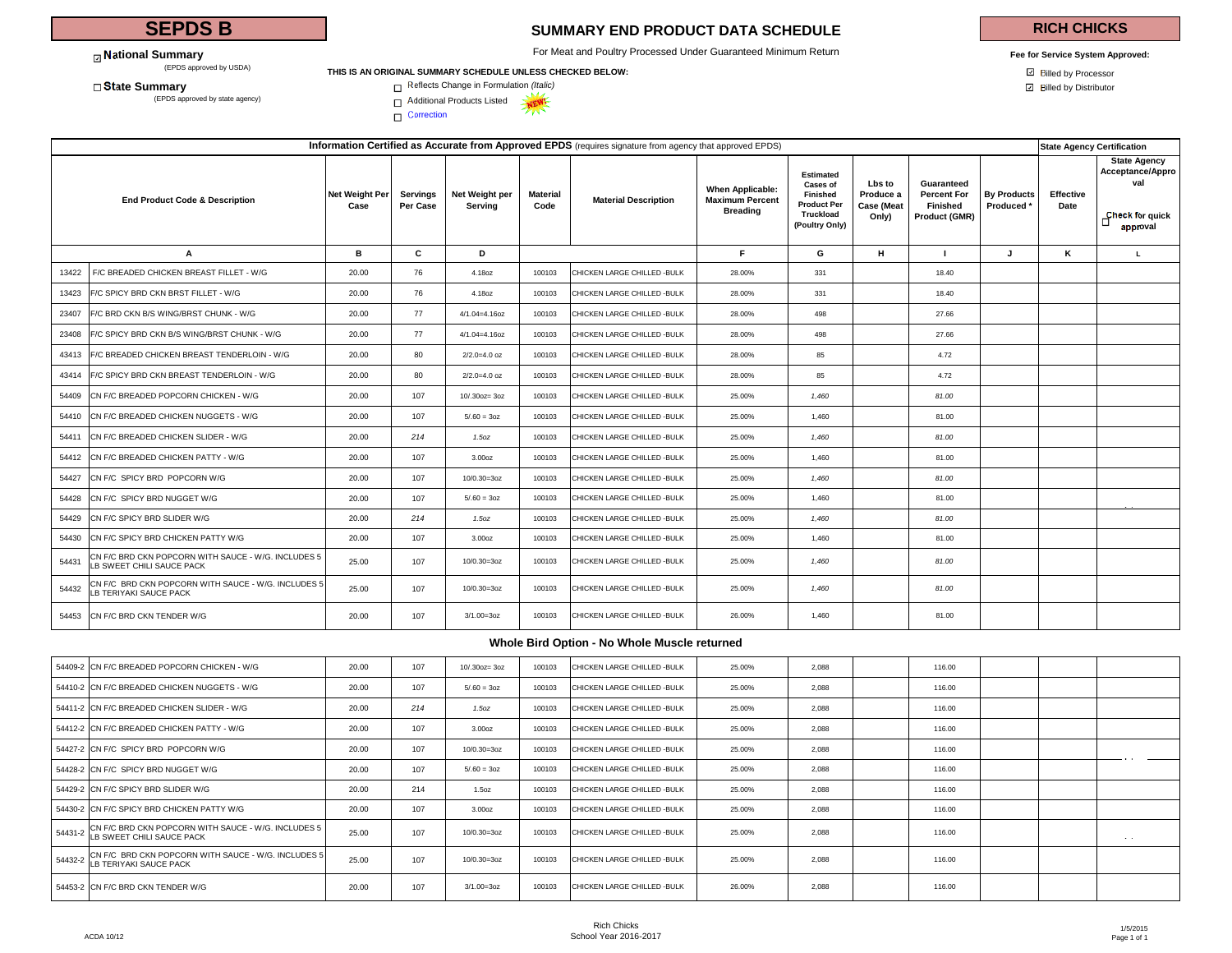# SEPDS B

## SUMMARY END PRODUCT DATA SCHEDULE

For Meat and Poultry Processed Under Guaranteed Minimum Return

# RICH CHICKS

☑ **National Summary**
(EPDS approved by USDA)

☐ **State Summary**
(EPDS approved by state agency)

**THIS IS AN ORIGINAL SUMMARY SCHEDULE UNLESS CHECKED BELOW:**

☐ Reflects Change in Formulation *(Italic)*
☐ Additional Products Listed NEW!
☐ Correction

**Fee for Service System Approved:**
☑ Billed by Processor
☑ Billed by Distributor

**Information Certified as Accurate from Approved EPDS** (requires signature from agency that approved EPDS) — **State Agency Certification**

| End Product Code & Description | | Net Weight Per Case | Servings Per Case | Net Weight per Serving | Material Code | Material Description | When Applicable: Maximum Percent Breading | Estimated Cases of Finished Product Per Truckload (Poultry Only) | Lbs to Produce a Case (Meat Only) | Guaranteed Percent For Finished Product (GMR) | By Products Produced * | Effective Date | State Agency Acceptance/Approval ☐ Check for quick approval |
|---|---|---|---|---|---|---|---|---|---|---|---|---|---|
| A | | B | C | D | | | F | G | H | I | J | K | L |
| 13422 | F/C BREADED CHICKEN BREAST FILLET - W/G | 20.00 | 76 | 4.18oz | 100103 | CHICKEN LARGE CHILLED -BULK | 28.00% | 331 | | 18.40 | | | |
| 13423 | F/C SPICY BRD CKN BRST FILLET - W/G | 20.00 | 76 | 4.18oz | 100103 | CHICKEN LARGE CHILLED -BULK | 28.00% | 331 | | 18.40 | | | |
| 23407 | F/C BRD CKN B/S WING/BRST CHUNK - W/G | 20.00 | 77 | 4/1.04=4.16oz | 100103 | CHICKEN LARGE CHILLED -BULK | 28.00% | 498 | | 27.66 | | | |
| 23408 | F/C SPICY BRD CKN B/S WING/BRST CHUNK - W/G | 20.00 | 77 | 4/1.04=4.16oz | 100103 | CHICKEN LARGE CHILLED -BULK | 28.00% | 498 | | 27.66 | | | |
| 43413 | F/C BREADED CHICKEN BREAST TENDERLOIN - W/G | 20.00 | 80 | 2/2.0=4.0 oz | 100103 | CHICKEN LARGE CHILLED -BULK | 28.00% | 85 | | 4.72 | | | |
| 43414 | F/C SPICY BRD CKN BREAST TENDERLOIN - W/G | 20.00 | 80 | 2/2.0=4.0 oz | 100103 | CHICKEN LARGE CHILLED -BULK | 28.00% | 85 | | 4.72 | | | |
| 54409 | CN F/C BREADED POPCORN CHICKEN - W/G | 20.00 | 107 | 10/.30oz= 3oz | 100103 | CHICKEN LARGE CHILLED -BULK | 25.00% | *1,460* | | *81.00* | | | |
| 54410 | CN F/C BREADED CHICKEN NUGGETS - W/G | 20.00 | 107 | 5/.60 = 3oz | 100103 | CHICKEN LARGE CHILLED -BULK | 25.00% | 1,460 | | 81.00 | | | |
| 54411 | CN F/C BREADED CHICKEN SLIDER - W/G | 20.00 | *214* | *1.5oz* | 100103 | CHICKEN LARGE CHILLED -BULK | 25.00% | *1,460* | | *81.00* | | | |
| 54412 | CN F/C BREADED CHICKEN PATTY - W/G | 20.00 | 107 | 3.00oz | 100103 | CHICKEN LARGE CHILLED -BULK | 25.00% | 1,460 | | 81.00 | | | |
| 54427 | CN F/C SPICY BRD POPCORN W/G | 20.00 | 107 | 10/0.30=3oz | 100103 | CHICKEN LARGE CHILLED -BULK | 25.00% | *1,460* | | *81.00* | | | |
| 54428 | CN F/C SPICY BRD NUGGET W/G | 20.00 | 107 | 5/.60 = 3oz | 100103 | CHICKEN LARGE CHILLED -BULK | 25.00% | 1,460 | | 81.00 | | | |
| 54429 | CN F/C SPICY BRD SLIDER W/G | 20.00 | *214* | *1.5oz* | 100103 | CHICKEN LARGE CHILLED -BULK | 25.00% | *1,460* | | *81.00* | | | |
| 54430 | CN F/C SPICY BRD CHICKEN PATTY W/G | 20.00 | 107 | 3.00oz | 100103 | CHICKEN LARGE CHILLED -BULK | 25.00% | 1,460 | | 81.00 | | | |
| 54431 | CN F/C BRD CKN POPCORN WITH SAUCE - W/G. INCLUDES 5 LB SWEET CHILI SAUCE PACK | 25.00 | 107 | 10/0.30=3oz | 100103 | CHICKEN LARGE CHILLED -BULK | 25.00% | *1,460* | | *81.00* | | | |
| 54432 | CN F/C BRD CKN POPCORN WITH SAUCE - W/G. INCLUDES 5 LB TERIYAKI SAUCE PACK | 25.00 | 107 | 10/0.30=3oz | 100103 | CHICKEN LARGE CHILLED -BULK | 25.00% | *1,460* | | *81.00* | | | |
| 54453 | CN F/C BRD CKN TENDER W/G | 20.00 | 107 | 3/1.00=3oz | 100103 | CHICKEN LARGE CHILLED -BULK | 26.00% | 1,460 | | 81.00 | | | |

### Whole Bird Option - No Whole Muscle returned

| End Product Code & Description | | Net Weight Per Case | Servings Per Case | Net Weight per Serving | Material Code | Material Description | When Applicable: Maximum Percent Breading | Estimated Cases of Finished Product Per Truckload (Poultry Only) | Lbs to Produce a Case (Meat Only) | Guaranteed Percent For Finished Product (GMR) | By Products Produced * | Effective Date | State Agency Acceptance/Approval |
|---|---|---|---|---|---|---|---|---|---|---|---|---|---|
| 54409-2 | CN F/C BREADED POPCORN CHICKEN - W/G | 20.00 | 107 | 10/.30oz= 3oz | 100103 | CHICKEN LARGE CHILLED -BULK | 25.00% | 2,088 | | 116.00 | | | |
| 54410-2 | CN F/C BREADED CHICKEN NUGGETS - W/G | 20.00 | 107 | 5/.60 = 3oz | 100103 | CHICKEN LARGE CHILLED -BULK | 25.00% | 2,088 | | 116.00 | | | |
| 54411-2 | CN F/C BREADED CHICKEN SLIDER - W/G | 20.00 | *214* | *1.5oz* | 100103 | CHICKEN LARGE CHILLED -BULK | 25.00% | 2,088 | | 116.00 | | | |
| 54412-2 | CN F/C BREADED CHICKEN PATTY - W/G | 20.00 | 107 | 3.00oz | 100103 | CHICKEN LARGE CHILLED -BULK | 25.00% | 2,088 | | 116.00 | | | |
| 54427-2 | CN F/C SPICY BRD POPCORN W/G | 20.00 | 107 | 10/0.30=3oz | 100103 | CHICKEN LARGE CHILLED -BULK | 25.00% | 2,088 | | 116.00 | | | |
| 54428-2 | CN F/C SPICY BRD NUGGET W/G | 20.00 | 107 | 5/.60 = 3oz | 100103 | CHICKEN LARGE CHILLED -BULK | 25.00% | 2,088 | | 116.00 | | | |
| 54429-2 | CN F/C SPICY BRD SLIDER W/G | 20.00 | 214 | 1.5oz | 100103 | CHICKEN LARGE CHILLED -BULK | 25.00% | 2,088 | | 116.00 | | | |
| 54430-2 | CN F/C SPICY BRD CHICKEN PATTY W/G | 20.00 | 107 | 3.00oz | 100103 | CHICKEN LARGE CHILLED -BULK | 25.00% | 2,088 | | 116.00 | | | |
| 54431-2 | CN F/C BRD CKN POPCORN WITH SAUCE - W/G. INCLUDES 5 LB SWEET CHILI SAUCE PACK | 25.00 | 107 | 10/0.30=3oz | 100103 | CHICKEN LARGE CHILLED -BULK | 25.00% | 2,088 | | 116.00 | | | |
| 54432-2 | CN F/C BRD CKN POPCORN WITH SAUCE - W/G. INCLUDES 5 LB TERIYAKI SAUCE PACK | 25.00 | 107 | 10/0.30=3oz | 100103 | CHICKEN LARGE CHILLED -BULK | 25.00% | 2,088 | | 116.00 | | | |
| 54453-2 | CN F/C BRD CKN TENDER W/G | 20.00 | 107 | 3/1.00=3oz | 100103 | CHICKEN LARGE CHILLED -BULK | 26.00% | 2,088 | | 116.00 | | | |

ACDA 10/12

Rich Chicks
School Year 2016-2017

1/5/2015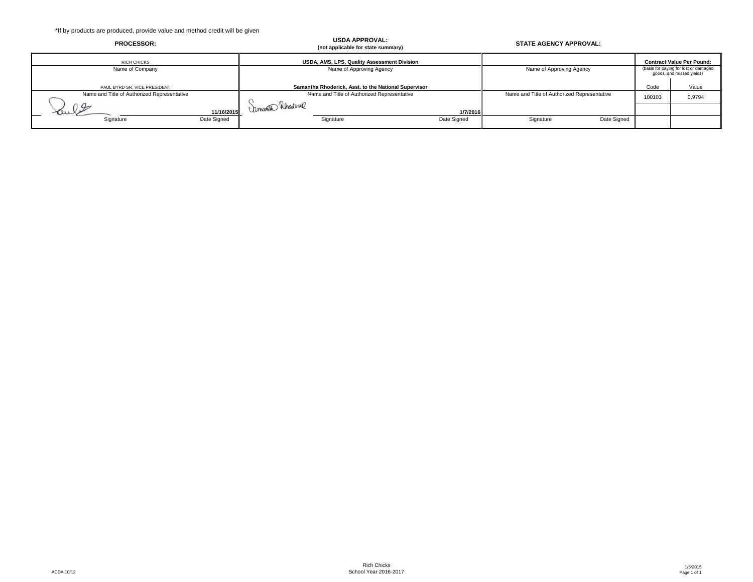*If by products are produced, provide value and method credit will be given

| PROCESSOR: | | USDA APPROVAL: (not applicable for state summary) | | STATE AGENCY APPROVAL: | | | |
|---|---|---|---|---|---|---|---|
| | | | | | | Contract Value Per Pound: (basis for paying for lost or damaged goods, and missed yields) | |
| RICH CHICKS | | USDA, AMS, LPS, Quality Assessment Division | | | | | |
| Name of Company | | Name of Approving Agency | | Name of Approving Agency | | | |
| PAUL BYRD SR. VICE PRESIDENT | | **Samantha Rhoderick, Asst. to the National Supervisor** | | | | Code | Value |
| Name and Title of Authorized Representative | | Name and Title of Authorized Representative | | Name and Title of Authorized Representative | | 100103 | 0.9794 |
| | **11/16/2015** | | **1/7/2016** | | | | |
| Signature | Date Signed | Signature | Date Signed | Signature | Date Signed | | |

ACDA 10/12

Rich Chicks
School Year 2016-2017

1/5/2015